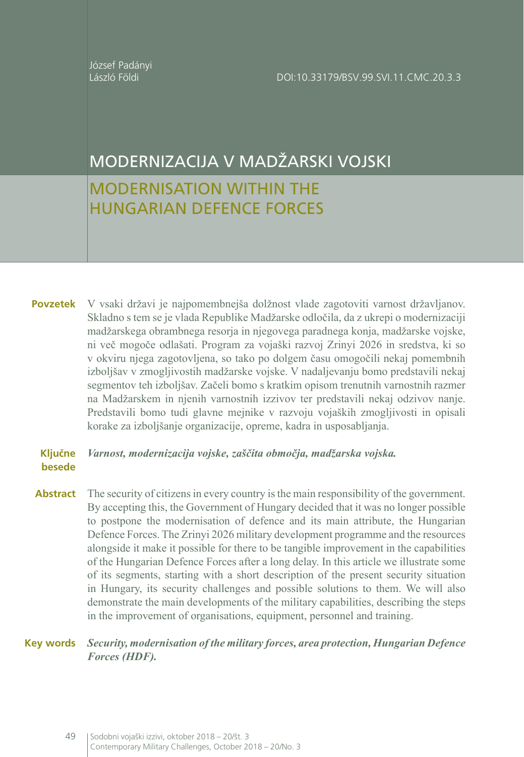József Padányi
László Földi

DOI:10.33179/BSV.99.SVI.11.CMC.20.3.3

# MODERNIZACIJA V MADŽARSKI VOJSKI

# MODERNISATION WITHIN THE HUNGARIAN DEFENCE FORCES

**Povzetek** V vsaki državi je najpomembnejša dolžnost vlade zagotoviti varnost državljanov. Skladno s tem se je vlada Republike Madžarske odločila, da z ukrepi o modernizaciji madžarskega obrambnega resorja in njegovega paradnega konja, madžarske vojske, ni več mogoče odlašati. Program za vojaški razvoj Zrinyi 2026 in sredstva, ki so v okviru njega zagotovljena, so tako po dolgem času omogočili nekaj pomembnih izboljšav v zmogljivostih madžarske vojske. V nadaljevanju bomo predstavili nekaj segmentov teh izboljšav. Začeli bomo s kratkim opisom trenutnih varnostnih razmer na Madžarskem in njenih varnostnih izzivov ter predstavili nekaj odzivov nanje. Predstavili bomo tudi glavne mejnike v razvoju vojaških zmogljivosti in opisali korake za izboljšanje organizacije, opreme, kadra in usposabljanja.

**Ključne besede** ***Varnost, modernizacija vojske, zaščita območja, madžarska vojska.***

**Abstract** The security of citizens in every country is the main responsibility of the government. By accepting this, the Government of Hungary decided that it was no longer possible to postpone the modernisation of defence and its main attribute, the Hungarian Defence Forces. The Zrinyi 2026 military development programme and the resources alongside it make it possible for there to be tangible improvement in the capabilities of the Hungarian Defence Forces after a long delay. In this article we illustrate some of its segments, starting with a short description of the present security situation in Hungary, its security challenges and possible solutions to them. We will also demonstrate the main developments of the military capabilities, describing the steps in the improvement of organisations, equipment, personnel and training.

**Key words** ***Security, modernisation of the military forces, area protection, Hungarian Defence Forces (HDF).***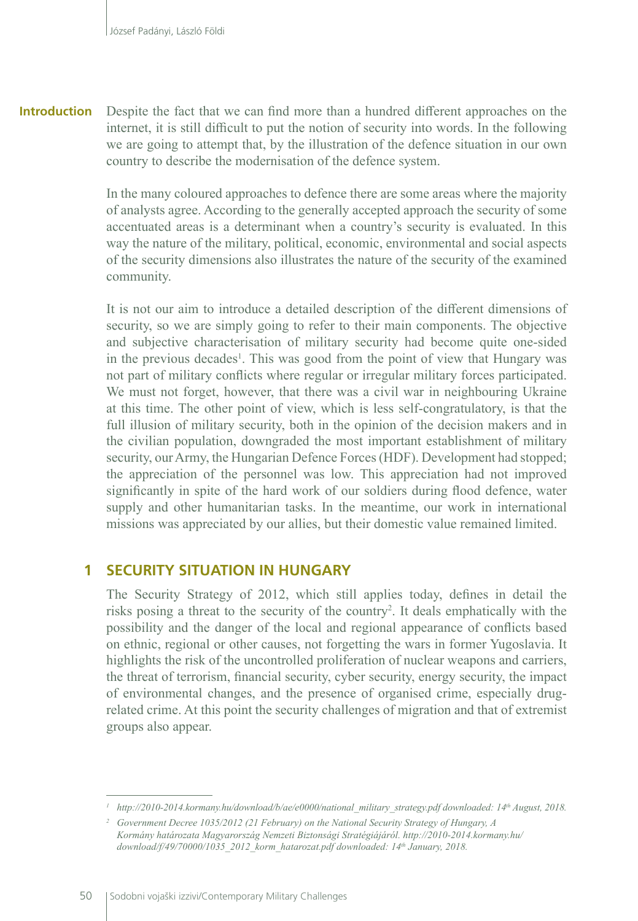**Introduction** Despite the fact that we can find more than a hundred different approaches on the internet, it is still difficult to put the notion of security into words. In the following we are going to attempt that, by the illustration of the defence situation in our own country to describe the modernisation of the defence system.

In the many coloured approaches to defence there are some areas where the majority of analysts agree. According to the generally accepted approach the security of some accentuated areas is a determinant when a country's security is evaluated. In this way the nature of the military, political, economic, environmental and social aspects of the security dimensions also illustrates the nature of the security of the examined community.

It is not our aim to introduce a detailed description of the different dimensions of security, so we are simply going to refer to their main components. The objective and subjective characterisation of military security had become quite one-sided in the previous decades[1]. This was good from the point of view that Hungary was not part of military conflicts where regular or irregular military forces participated. We must not forget, however, that there was a civil war in neighbouring Ukraine at this time. The other point of view, which is less self-congratulatory, is that the full illusion of military security, both in the opinion of the decision makers and in the civilian population, downgraded the most important establishment of military security, our Army, the Hungarian Defence Forces (HDF). Development had stopped; the appreciation of the personnel was low. This appreciation had not improved significantly in spite of the hard work of our soldiers during flood defence, water supply and other humanitarian tasks. In the meantime, our work in international missions was appreciated by our allies, but their domestic value remained limited.

## 1 SECURITY SITUATION IN HUNGARY

The Security Strategy of 2012, which still applies today, defines in detail the risks posing a threat to the security of the country[2]. It deals emphatically with the possibility and the danger of the local and regional appearance of conflicts based on ethnic, regional or other causes, not forgetting the wars in former Yugoslavia. It highlights the risk of the uncontrolled proliferation of nuclear weapons and carriers, the threat of terrorism, financial security, cyber security, energy security, the impact of environmental changes, and the presence of organised crime, especially drug-related crime. At this point the security challenges of migration and that of extremist groups also appear.

---

[1] *http://2010-2014.kormany.hu/download/b/ae/e0000/national_military_strategy.pdf downloaded: 14th August, 2018.*

[2] *Government Decree 1035/2012 (21 February) on the National Security Strategy of Hungary, A Kormány határozata Magyarország Nemzeti Biztonsági Stratégiájáról. http://2010-2014.kormany.hu/download/f/49/70000/1035_2012_korm_hatarozat.pdf downloaded: 14th January, 2018.*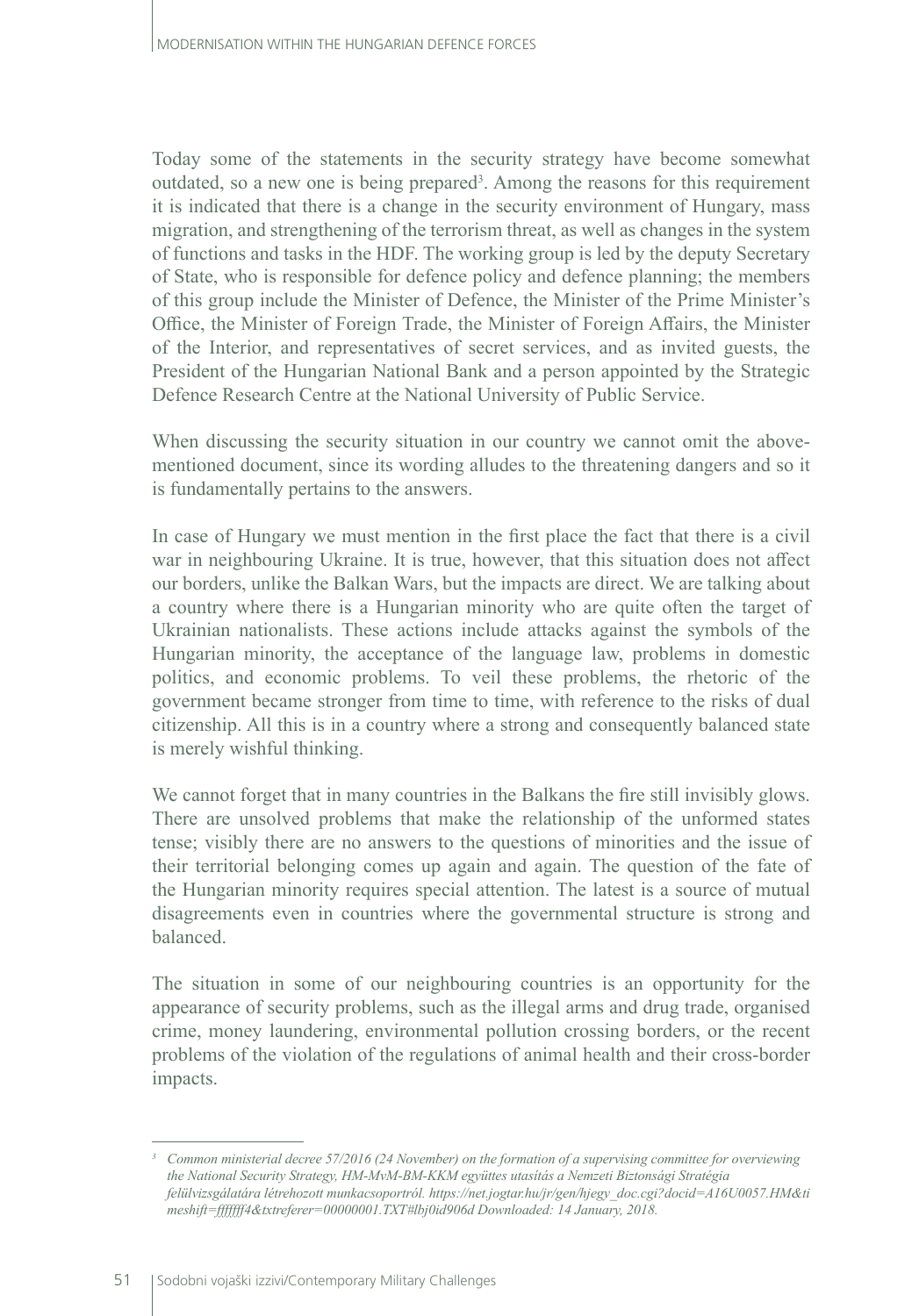Today some of the statements in the security strategy have become somewhat outdated, so a new one is being prepared[3]. Among the reasons for this requirement it is indicated that there is a change in the security environment of Hungary, mass migration, and strengthening of the terrorism threat, as well as changes in the system of functions and tasks in the HDF. The working group is led by the deputy Secretary of State, who is responsible for defence policy and defence planning; the members of this group include the Minister of Defence, the Minister of the Prime Minister's Office, the Minister of Foreign Trade, the Minister of Foreign Affairs, the Minister of the Interior, and representatives of secret services, and as invited guests, the President of the Hungarian National Bank and a person appointed by the Strategic Defence Research Centre at the National University of Public Service.

When discussing the security situation in our country we cannot omit the above-mentioned document, since its wording alludes to the threatening dangers and so it is fundamentally pertains to the answers.

In case of Hungary we must mention in the first place the fact that there is a civil war in neighbouring Ukraine. It is true, however, that this situation does not affect our borders, unlike the Balkan Wars, but the impacts are direct. We are talking about a country where there is a Hungarian minority who are quite often the target of Ukrainian nationalists. These actions include attacks against the symbols of the Hungarian minority, the acceptance of the language law, problems in domestic politics, and economic problems. To veil these problems, the rhetoric of the government became stronger from time to time, with reference to the risks of dual citizenship. All this is in a country where a strong and consequently balanced state is merely wishful thinking.

We cannot forget that in many countries in the Balkans the fire still invisibly glows. There are unsolved problems that make the relationship of the unformed states tense; visibly there are no answers to the questions of minorities and the issue of their territorial belonging comes up again and again. The question of the fate of the Hungarian minority requires special attention. The latest is a source of mutual disagreements even in countries where the governmental structure is strong and balanced.

The situation in some of our neighbouring countries is an opportunity for the appearance of security problems, such as the illegal arms and drug trade, organised crime, money laundering, environmental pollution crossing borders, or the recent problems of the violation of the regulations of animal health and their cross-border impacts.

---

[3] *Common ministerial decree 57/2016 (24 November) on the formation of a supervising committee for overviewing the National Security Strategy, HM-MvM-BM-KKM együttes utasítás a Nemzeti Biztonsági Stratégia felülvizsgálatára létrehozott munkacsoportról. https://net.jogtar.hu/jr/gen/hjegy_doc.cgi?docid=A16U0057.HM&timeshift=fffffff4&txtreferer=00000001.TXT#lbj0id906d Downloaded: 14 January, 2018.*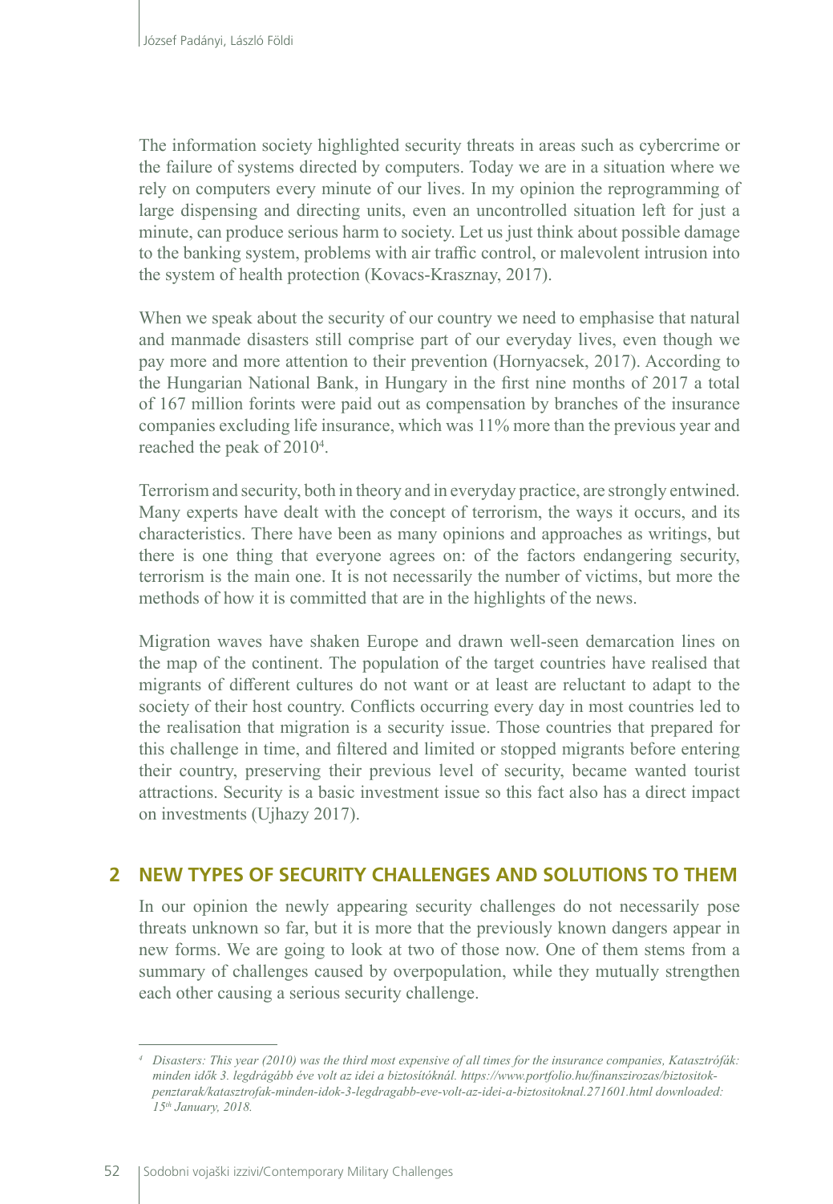The information society highlighted security threats in areas such as cybercrime or the failure of systems directed by computers. Today we are in a situation where we rely on computers every minute of our lives. In my opinion the reprogramming of large dispensing and directing units, even an uncontrolled situation left for just a minute, can produce serious harm to society. Let us just think about possible damage to the banking system, problems with air traffic control, or malevolent intrusion into the system of health protection (Kovacs-Krasznay, 2017).

When we speak about the security of our country we need to emphasise that natural and manmade disasters still comprise part of our everyday lives, even though we pay more and more attention to their prevention (Hornyacsek, 2017). According to the Hungarian National Bank, in Hungary in the first nine months of 2017 a total of 167 million forints were paid out as compensation by branches of the insurance companies excluding life insurance, which was 11% more than the previous year and reached the peak of 2010[4].

Terrorism and security, both in theory and in everyday practice, are strongly entwined. Many experts have dealt with the concept of terrorism, the ways it occurs, and its characteristics. There have been as many opinions and approaches as writings, but there is one thing that everyone agrees on: of the factors endangering security, terrorism is the main one. It is not necessarily the number of victims, but more the methods of how it is committed that are in the highlights of the news.

Migration waves have shaken Europe and drawn well-seen demarcation lines on the map of the continent. The population of the target countries have realised that migrants of different cultures do not want or at least are reluctant to adapt to the society of their host country. Conflicts occurring every day in most countries led to the realisation that migration is a security issue. Those countries that prepared for this challenge in time, and filtered and limited or stopped migrants before entering their country, preserving their previous level of security, became wanted tourist attractions. Security is a basic investment issue so this fact also has a direct impact on investments (Ujhazy 2017).

## 2 NEW TYPES OF SECURITY CHALLENGES AND SOLUTIONS TO THEM

In our opinion the newly appearing security challenges do not necessarily pose threats unknown so far, but it is more that the previously known dangers appear in new forms. We are going to look at two of those now. One of them stems from a summary of challenges caused by overpopulation, while they mutually strengthen each other causing a serious security challenge.

---

[4] *Disasters: This year (2010) was the third most expensive of all times for the insurance companies, Katasztrófák: minden idők 3. legdrágább éve volt az idei a biztosítóknál. https://www.portfolio.hu/finanszirozas/biztositok-penztarak/katasztrofak-minden-idok-3-legdragabb-eve-volt-az-idei-a-biztositoknal.271601.html downloaded: 15th January, 2018.*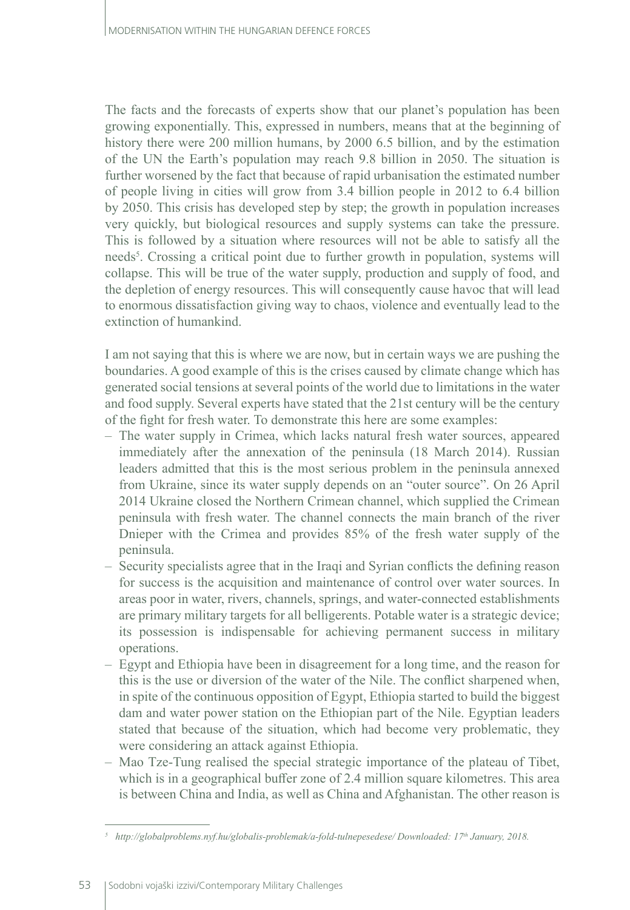The facts and the forecasts of experts show that our planet's population has been growing exponentially. This, expressed in numbers, means that at the beginning of history there were 200 million humans, by 2000 6.5 billion, and by the estimation of the UN the Earth's population may reach 9.8 billion in 2050. The situation is further worsened by the fact that because of rapid urbanisation the estimated number of people living in cities will grow from 3.4 billion people in 2012 to 6.4 billion by 2050. This crisis has developed step by step; the growth in population increases very quickly, but biological resources and supply systems can take the pressure. This is followed by a situation where resources will not be able to satisfy all the needs[5]. Crossing a critical point due to further growth in population, systems will collapse. This will be true of the water supply, production and supply of food, and the depletion of energy resources. This will consequently cause havoc that will lead to enormous dissatisfaction giving way to chaos, violence and eventually lead to the extinction of humankind.

I am not saying that this is where we are now, but in certain ways we are pushing the boundaries. A good example of this is the crises caused by climate change which has generated social tensions at several points of the world due to limitations in the water and food supply. Several experts have stated that the 21st century will be the century of the fight for fresh water. To demonstrate this here are some examples:

- The water supply in Crimea, which lacks natural fresh water sources, appeared immediately after the annexation of the peninsula (18 March 2014). Russian leaders admitted that this is the most serious problem in the peninsula annexed from Ukraine, since its water supply depends on an "outer source". On 26 April 2014 Ukraine closed the Northern Crimean channel, which supplied the Crimean peninsula with fresh water. The channel connects the main branch of the river Dnieper with the Crimea and provides 85% of the fresh water supply of the peninsula.
- Security specialists agree that in the Iraqi and Syrian conflicts the defining reason for success is the acquisition and maintenance of control over water sources. In areas poor in water, rivers, channels, springs, and water-connected establishments are primary military targets for all belligerents. Potable water is a strategic device; its possession is indispensable for achieving permanent success in military operations.
- Egypt and Ethiopia have been in disagreement for a long time, and the reason for this is the use or diversion of the water of the Nile. The conflict sharpened when, in spite of the continuous opposition of Egypt, Ethiopia started to build the biggest dam and water power station on the Ethiopian part of the Nile. Egyptian leaders stated that because of the situation, which had become very problematic, they were considering an attack against Ethiopia.
- Mao Tze-Tung realised the special strategic importance of the plateau of Tibet, which is in a geographical buffer zone of 2.4 million square kilometres. This area is between China and India, as well as China and Afghanistan. The other reason is

---

[5] *http://globalproblems.nyf.hu/globalis-problemak/a-fold-tulnepesedese/ Downloaded: 17th January, 2018.*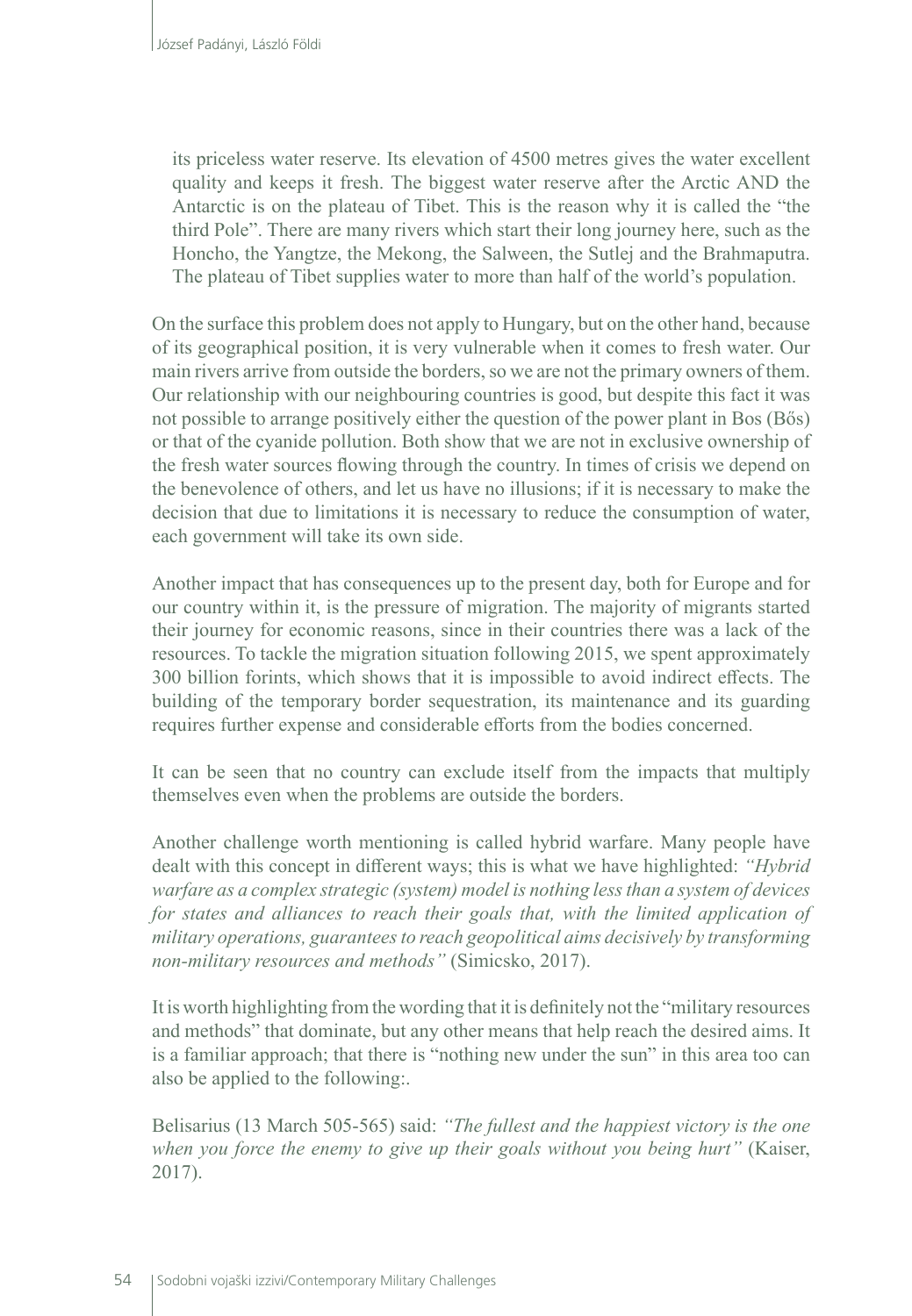its priceless water reserve. Its elevation of 4500 metres gives the water excellent quality and keeps it fresh. The biggest water reserve after the Arctic AND the Antarctic is on the plateau of Tibet. This is the reason why it is called the "the third Pole". There are many rivers which start their long journey here, such as the Honcho, the Yangtze, the Mekong, the Salween, the Sutlej and the Brahmaputra. The plateau of Tibet supplies water to more than half of the world's population.

On the surface this problem does not apply to Hungary, but on the other hand, because of its geographical position, it is very vulnerable when it comes to fresh water. Our main rivers arrive from outside the borders, so we are not the primary owners of them. Our relationship with our neighbouring countries is good, but despite this fact it was not possible to arrange positively either the question of the power plant in Bos (Bős) or that of the cyanide pollution. Both show that we are not in exclusive ownership of the fresh water sources flowing through the country. In times of crisis we depend on the benevolence of others, and let us have no illusions; if it is necessary to make the decision that due to limitations it is necessary to reduce the consumption of water, each government will take its own side.

Another impact that has consequences up to the present day, both for Europe and for our country within it, is the pressure of migration. The majority of migrants started their journey for economic reasons, since in their countries there was a lack of the resources. To tackle the migration situation following 2015, we spent approximately 300 billion forints, which shows that it is impossible to avoid indirect effects. The building of the temporary border sequestration, its maintenance and its guarding requires further expense and considerable efforts from the bodies concerned.

It can be seen that no country can exclude itself from the impacts that multiply themselves even when the problems are outside the borders.

Another challenge worth mentioning is called hybrid warfare. Many people have dealt with this concept in different ways; this is what we have highlighted: *"Hybrid warfare as a complex strategic (system) model is nothing less than a system of devices for states and alliances to reach their goals that, with the limited application of military operations, guarantees to reach geopolitical aims decisively by transforming non-military resources and methods"* (Simicsko, 2017).

It is worth highlighting from the wording that it is definitely not the "military resources and methods" that dominate, but any other means that help reach the desired aims. It is a familiar approach; that there is "nothing new under the sun" in this area too can also be applied to the following:.

Belisarius (13 March 505-565) said: *"The fullest and the happiest victory is the one when you force the enemy to give up their goals without you being hurt"* (Kaiser, 2017).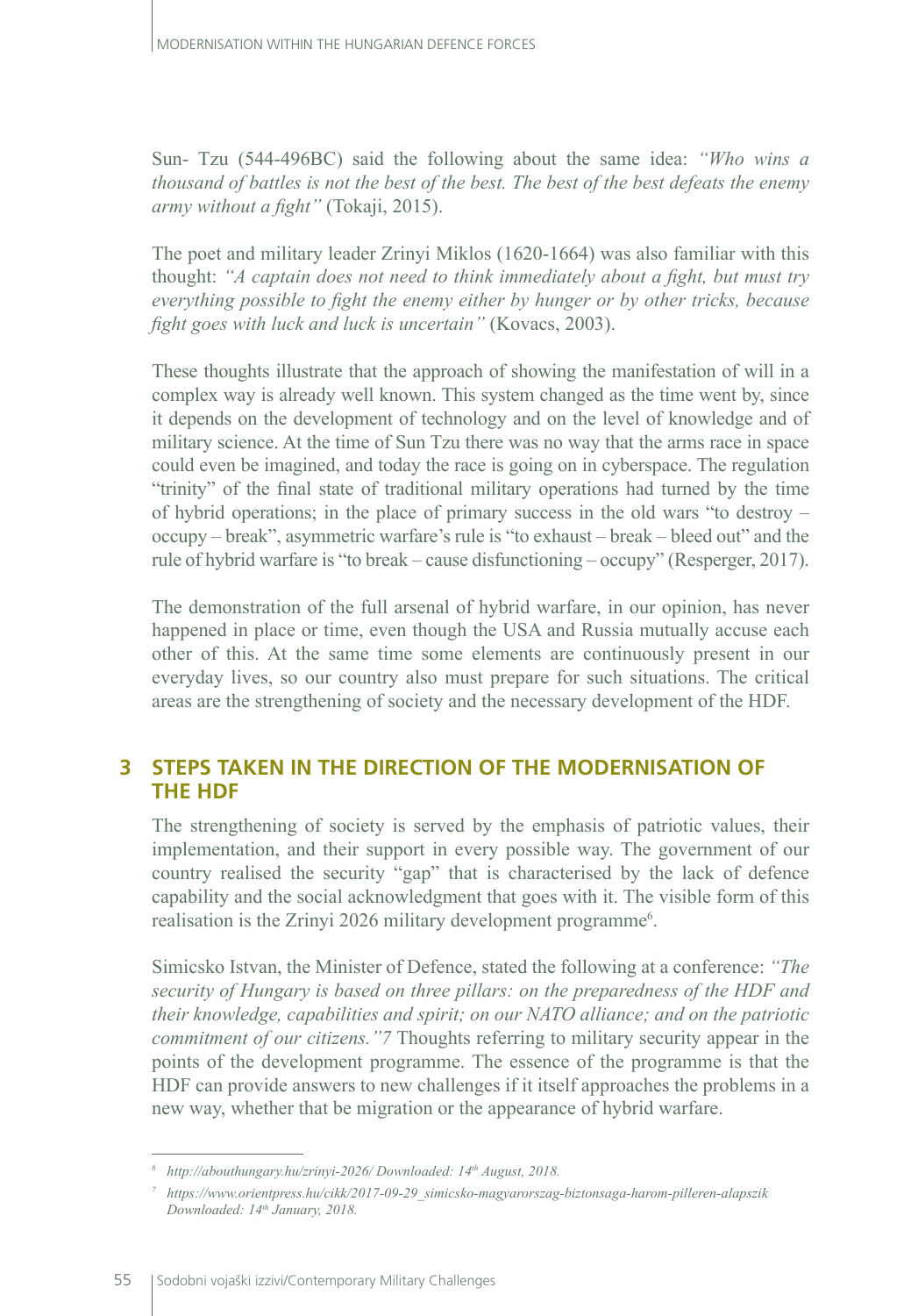Sun- Tzu (544-496BC) said the following about the same idea: *"Who wins a thousand of battles is not the best of the best. The best of the best defeats the enemy army without a fight"* (Tokaji, 2015).

The poet and military leader Zrinyi Miklos (1620-1664) was also familiar with this thought: *"A captain does not need to think immediately about a fight, but must try everything possible to fight the enemy either by hunger or by other tricks, because fight goes with luck and luck is uncertain"* (Kovacs, 2003).

These thoughts illustrate that the approach of showing the manifestation of will in a complex way is already well known. This system changed as the time went by, since it depends on the development of technology and on the level of knowledge and of military science. At the time of Sun Tzu there was no way that the arms race in space could even be imagined, and today the race is going on in cyberspace. The regulation "trinity" of the final state of traditional military operations had turned by the time of hybrid operations; in the place of primary success in the old wars "to destroy – occupy – break", asymmetric warfare's rule is "to exhaust – break – bleed out" and the rule of hybrid warfare is "to break – cause disfunctioning – occupy" (Resperger, 2017).

The demonstration of the full arsenal of hybrid warfare, in our opinion, has never happened in place or time, even though the USA and Russia mutually accuse each other of this. At the same time some elements are continuously present in our everyday lives, so our country also must prepare for such situations. The critical areas are the strengthening of society and the necessary development of the HDF.

## 3 STEPS TAKEN IN THE DIRECTION OF THE MODERNISATION OF THE HDF

The strengthening of society is served by the emphasis of patriotic values, their implementation, and their support in every possible way. The government of our country realised the security "gap" that is characterised by the lack of defence capability and the social acknowledgment that goes with it. The visible form of this realisation is the Zrinyi 2026 military development programme[6].

Simicsko Istvan, the Minister of Defence, stated the following at a conference: *"The security of Hungary is based on three pillars: on the preparedness of the HDF and their knowledge, capabilities and spirit; on our NATO alliance; and on the patriotic commitment of our citizens."7* Thoughts referring to military security appear in the points of the development programme. The essence of the programme is that the HDF can provide answers to new challenges if it itself approaches the problems in a new way, whether that be migration or the appearance of hybrid warfare.

---

[6] *http://abouthungary.hu/zrinyi-2026/ Downloaded: 14th August, 2018.*

[7] *https://www.orientpress.hu/cikk/2017-09-29_simicsko-magyarorszag-biztonsaga-harom-pilleren-alapszik Downloaded: 14th January, 2018.*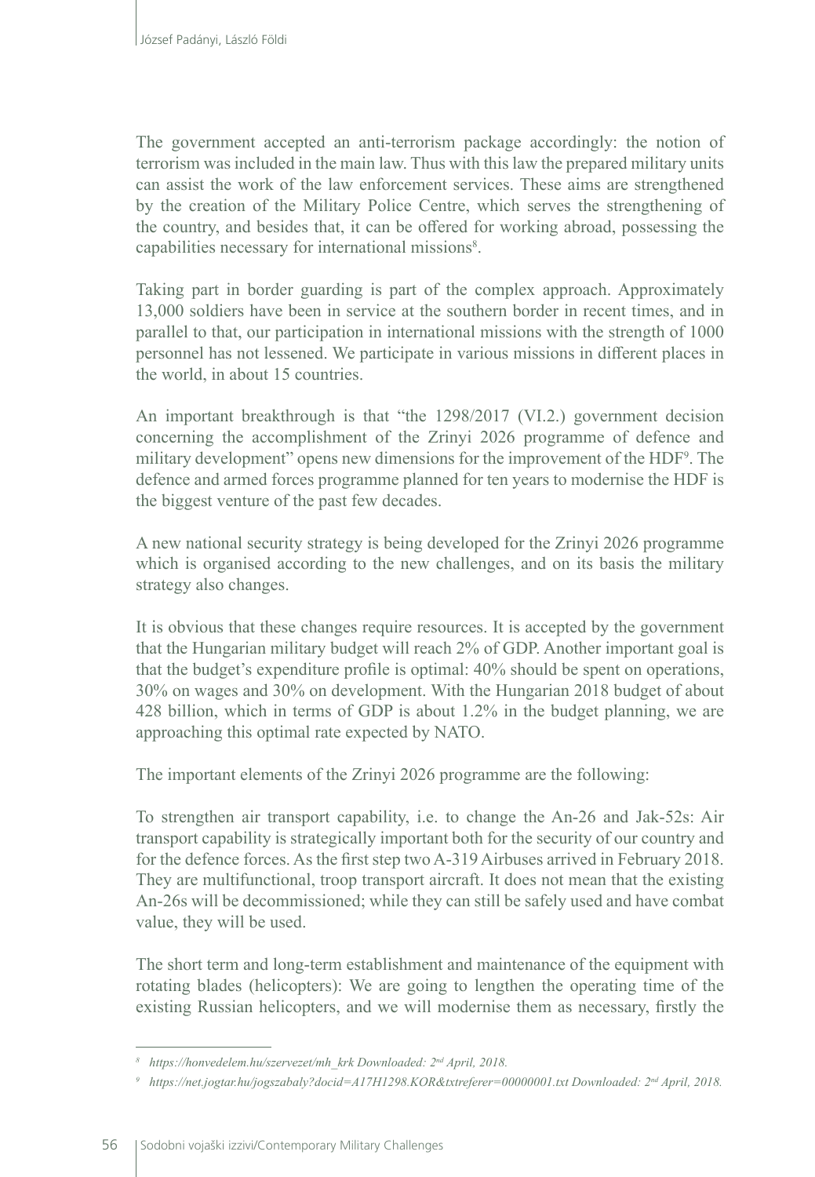The government accepted an anti-terrorism package accordingly: the notion of terrorism was included in the main law. Thus with this law the prepared military units can assist the work of the law enforcement services. These aims are strengthened by the creation of the Military Police Centre, which serves the strengthening of the country, and besides that, it can be offered for working abroad, possessing the capabilities necessary for international missions[8].

Taking part in border guarding is part of the complex approach. Approximately 13,000 soldiers have been in service at the southern border in recent times, and in parallel to that, our participation in international missions with the strength of 1000 personnel has not lessened. We participate in various missions in different places in the world, in about 15 countries.

An important breakthrough is that "the 1298/2017 (VI.2.) government decision concerning the accomplishment of the Zrinyi 2026 programme of defence and military development" opens new dimensions for the improvement of the HDF[9]. The defence and armed forces programme planned for ten years to modernise the HDF is the biggest venture of the past few decades.

A new national security strategy is being developed for the Zrinyi 2026 programme which is organised according to the new challenges, and on its basis the military strategy also changes.

It is obvious that these changes require resources. It is accepted by the government that the Hungarian military budget will reach 2% of GDP. Another important goal is that the budget's expenditure profile is optimal: 40% should be spent on operations, 30% on wages and 30% on development. With the Hungarian 2018 budget of about 428 billion, which in terms of GDP is about 1.2% in the budget planning, we are approaching this optimal rate expected by NATO.

The important elements of the Zrinyi 2026 programme are the following:

To strengthen air transport capability, i.e. to change the An-26 and Jak-52s: Air transport capability is strategically important both for the security of our country and for the defence forces. As the first step two A-319 Airbuses arrived in February 2018. They are multifunctional, troop transport aircraft. It does not mean that the existing An-26s will be decommissioned; while they can still be safely used and have combat value, they will be used.

The short term and long-term establishment and maintenance of the equipment with rotating blades (helicopters): We are going to lengthen the operating time of the existing Russian helicopters, and we will modernise them as necessary, firstly the

---

[8] *https://honvedelem.hu/szervezet/mh_krk Downloaded: 2nd April, 2018.*

[9] *https://net.jogtar.hu/jogszabaly?docid=A17H1298.KOR&txtreferer=00000001.txt Downloaded: 2nd April, 2018.*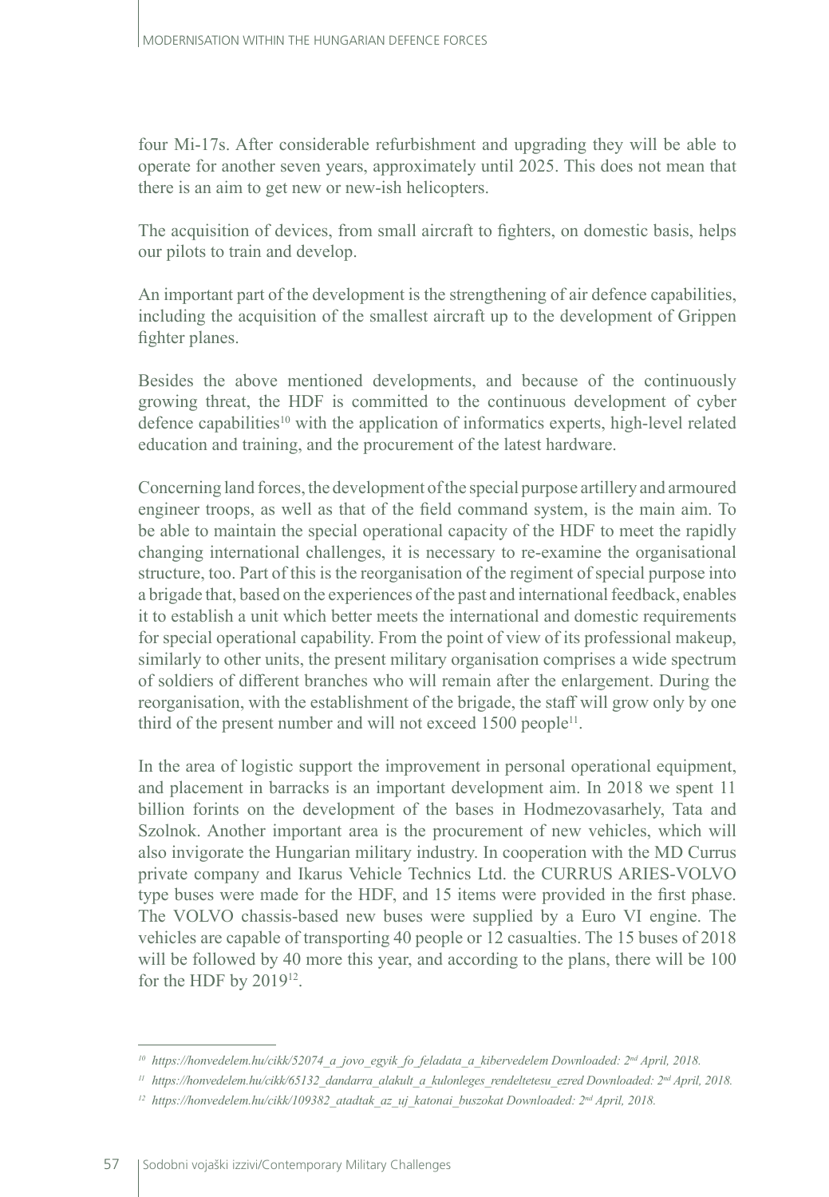four Mi-17s. After considerable refurbishment and upgrading they will be able to operate for another seven years, approximately until 2025. This does not mean that there is an aim to get new or new-ish helicopters.

The acquisition of devices, from small aircraft to fighters, on domestic basis, helps our pilots to train and develop.

An important part of the development is the strengthening of air defence capabilities, including the acquisition of the smallest aircraft up to the development of Grippen fighter planes.

Besides the above mentioned developments, and because of the continuously growing threat, the HDF is committed to the continuous development of cyber defence capabilities[10] with the application of informatics experts, high-level related education and training, and the procurement of the latest hardware.

Concerning land forces, the development of the special purpose artillery and armoured engineer troops, as well as that of the field command system, is the main aim. To be able to maintain the special operational capacity of the HDF to meet the rapidly changing international challenges, it is necessary to re-examine the organisational structure, too. Part of this is the reorganisation of the regiment of special purpose into a brigade that, based on the experiences of the past and international feedback, enables it to establish a unit which better meets the international and domestic requirements for special operational capability. From the point of view of its professional makeup, similarly to other units, the present military organisation comprises a wide spectrum of soldiers of different branches who will remain after the enlargement. During the reorganisation, with the establishment of the brigade, the staff will grow only by one third of the present number and will not exceed 1500 people[11].

In the area of logistic support the improvement in personal operational equipment, and placement in barracks is an important development aim. In 2018 we spent 11 billion forints on the development of the bases in Hodmezovasarhely, Tata and Szolnok. Another important area is the procurement of new vehicles, which will also invigorate the Hungarian military industry. In cooperation with the MD Currus private company and Ikarus Vehicle Technics Ltd. the CURRUS ARIES-VOLVO type buses were made for the HDF, and 15 items were provided in the first phase. The VOLVO chassis-based new buses were supplied by a Euro VI engine. The vehicles are capable of transporting 40 people or 12 casualties. The 15 buses of 2018 will be followed by 40 more this year, and according to the plans, there will be 100 for the HDF by 2019[12].

---

[10] *https://honvedelem.hu/cikk/52074_a_jovo_egyik_fo_feladata_a_kibervedelem Downloaded: 2nd April, 2018.*

[11] *https://honvedelem.hu/cikk/65132_dandarra_alakult_a_kulonleges_rendeltetesu_ezred Downloaded: 2nd April, 2018.*

[12] *https://honvedelem.hu/cikk/109382_atadtak_az_uj_katonai_buszokat Downloaded: 2nd April, 2018.*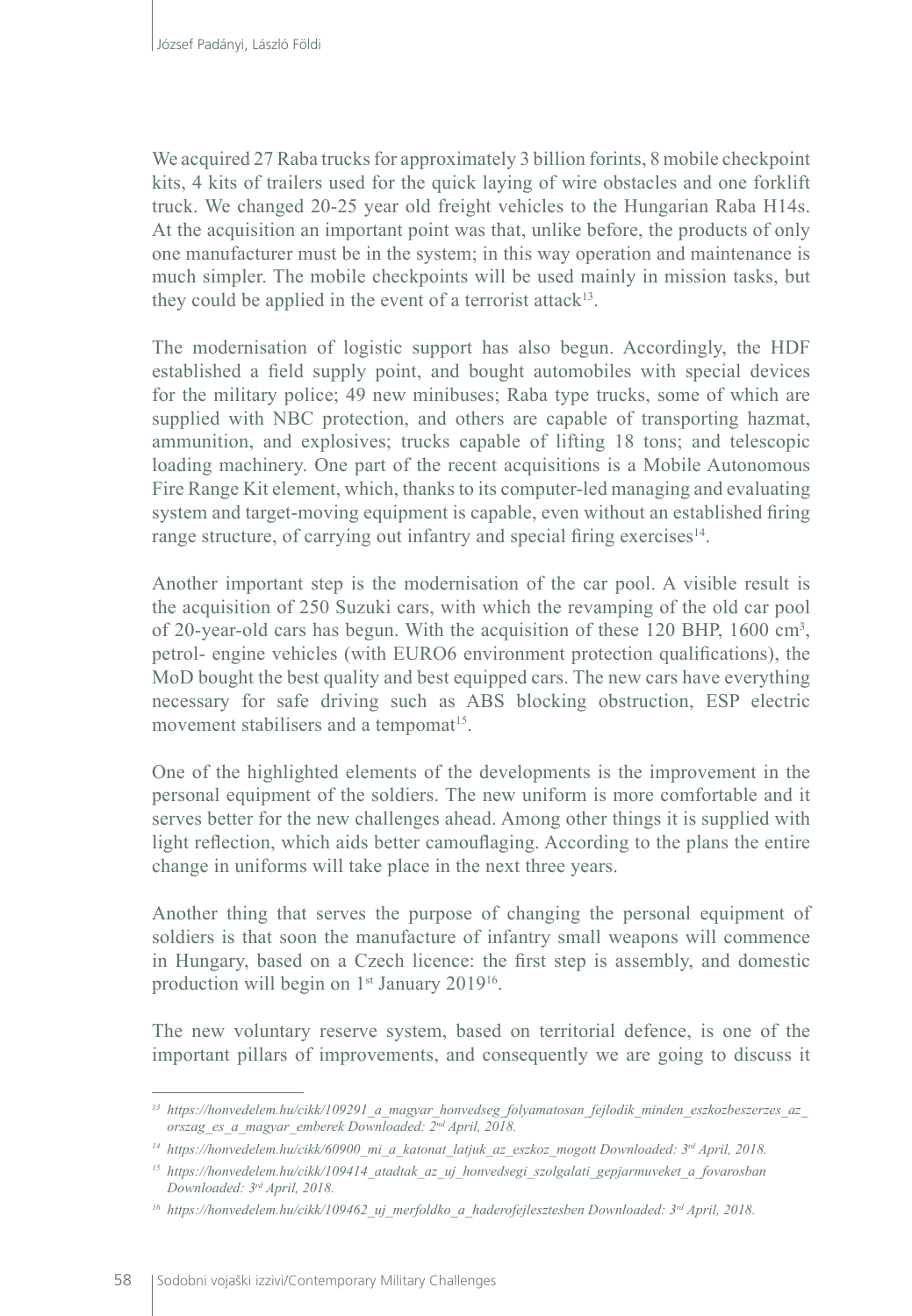We acquired 27 Raba trucks for approximately 3 billion forints, 8 mobile checkpoint kits, 4 kits of trailers used for the quick laying of wire obstacles and one forklift truck. We changed 20-25 year old freight vehicles to the Hungarian Raba H14s. At the acquisition an important point was that, unlike before, the products of only one manufacturer must be in the system; in this way operation and maintenance is much simpler. The mobile checkpoints will be used mainly in mission tasks, but they could be applied in the event of a terrorist attack[13].

The modernisation of logistic support has also begun. Accordingly, the HDF established a field supply point, and bought automobiles with special devices for the military police; 49 new minibuses; Raba type trucks, some of which are supplied with NBC protection, and others are capable of transporting hazmat, ammunition, and explosives; trucks capable of lifting 18 tons; and telescopic loading machinery. One part of the recent acquisitions is a Mobile Autonomous Fire Range Kit element, which, thanks to its computer-led managing and evaluating system and target-moving equipment is capable, even without an established firing range structure, of carrying out infantry and special firing exercises[14].

Another important step is the modernisation of the car pool. A visible result is the acquisition of 250 Suzuki cars, with which the revamping of the old car pool of 20-year-old cars has begun. With the acquisition of these 120 BHP, 1600 $cm^3$, petrol- engine vehicles (with EURO6 environment protection qualifications), the MoD bought the best quality and best equipped cars. The new cars have everything necessary for safe driving such as ABS blocking obstruction, ESP electric movement stabilisers and a tempomat[15].

One of the highlighted elements of the developments is the improvement in the personal equipment of the soldiers. The new uniform is more comfortable and it serves better for the new challenges ahead. Among other things it is supplied with light reflection, which aids better camouflaging. According to the plans the entire change in uniforms will take place in the next three years.

Another thing that serves the purpose of changing the personal equipment of soldiers is that soon the manufacture of infantry small weapons will commence in Hungary, based on a Czech licence: the first step is assembly, and domestic production will begin on 1st January 2019[16].

The new voluntary reserve system, based on territorial defence, is one of the important pillars of improvements, and consequently we are going to discuss it

---

[13] *https://honvedelem.hu/cikk/109291_a_magyar_honvedseg_folyamatosan_fejlodik_minden_eszkozbeszerzes_az_orszag_es_a_magyar_emberek Downloaded: 2nd April, 2018.*

[14] *https://honvedelem.hu/cikk/60900_mi_a_katonat_latjuk_az_eszkoz_mogott Downloaded: 3rd April, 2018.*

[15] *https://honvedelem.hu/cikk/109414_atadtak_az_uj_honvedsegi_szolgalati_gepjarmuveket_a_fovarosban Downloaded: 3rd April, 2018.*

[16] *https://honvedelem.hu/cikk/109462_uj_merfoldko_a_haderofejlesztesben Downloaded: 3rd April, 2018.*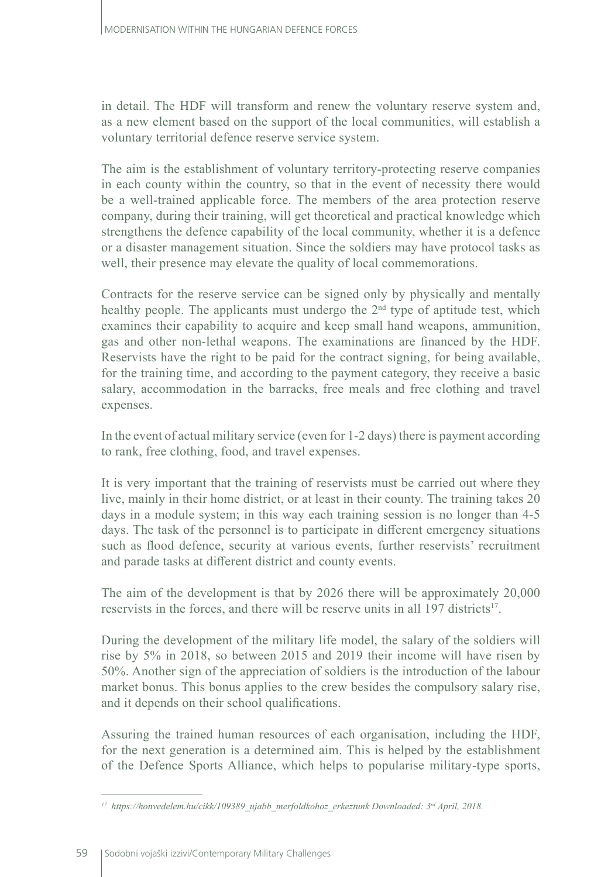in detail. The HDF will transform and renew the voluntary reserve system and, as a new element based on the support of the local communities, will establish a voluntary territorial defence reserve service system.

The aim is the establishment of voluntary territory-protecting reserve companies in each county within the country, so that in the event of necessity there would be a well-trained applicable force. The members of the area protection reserve company, during their training, will get theoretical and practical knowledge which strengthens the defence capability of the local community, whether it is a defence or a disaster management situation. Since the soldiers may have protocol tasks as well, their presence may elevate the quality of local commemorations.

Contracts for the reserve service can be signed only by physically and mentally healthy people. The applicants must undergo the 2nd type of aptitude test, which examines their capability to acquire and keep small hand weapons, ammunition, gas and other non-lethal weapons. The examinations are financed by the HDF. Reservists have the right to be paid for the contract signing, for being available, for the training time, and according to the payment category, they receive a basic salary, accommodation in the barracks, free meals and free clothing and travel expenses.

In the event of actual military service (even for 1-2 days) there is payment according to rank, free clothing, food, and travel expenses.

It is very important that the training of reservists must be carried out where they live, mainly in their home district, or at least in their county. The training takes 20 days in a module system; in this way each training session is no longer than 4-5 days. The task of the personnel is to participate in different emergency situations such as flood defence, security at various events, further reservists' recruitment and parade tasks at different district and county events.

The aim of the development is that by 2026 there will be approximately 20,000 reservists in the forces, and there will be reserve units in all 197 districts[17].

During the development of the military life model, the salary of the soldiers will rise by 5% in 2018, so between 2015 and 2019 their income will have risen by 50%. Another sign of the appreciation of soldiers is the introduction of the labour market bonus. This bonus applies to the crew besides the compulsory salary rise, and it depends on their school qualifications.

Assuring the trained human resources of each organisation, including the HDF, for the next generation is a determined aim. This is helped by the establishment of the Defence Sports Alliance, which helps to popularise military-type sports,

---

[17] *https://honvedelem.hu/cikk/109389_ujabb_merfoldkohoz_erkeztunk Downloaded: 3rd April, 2018.*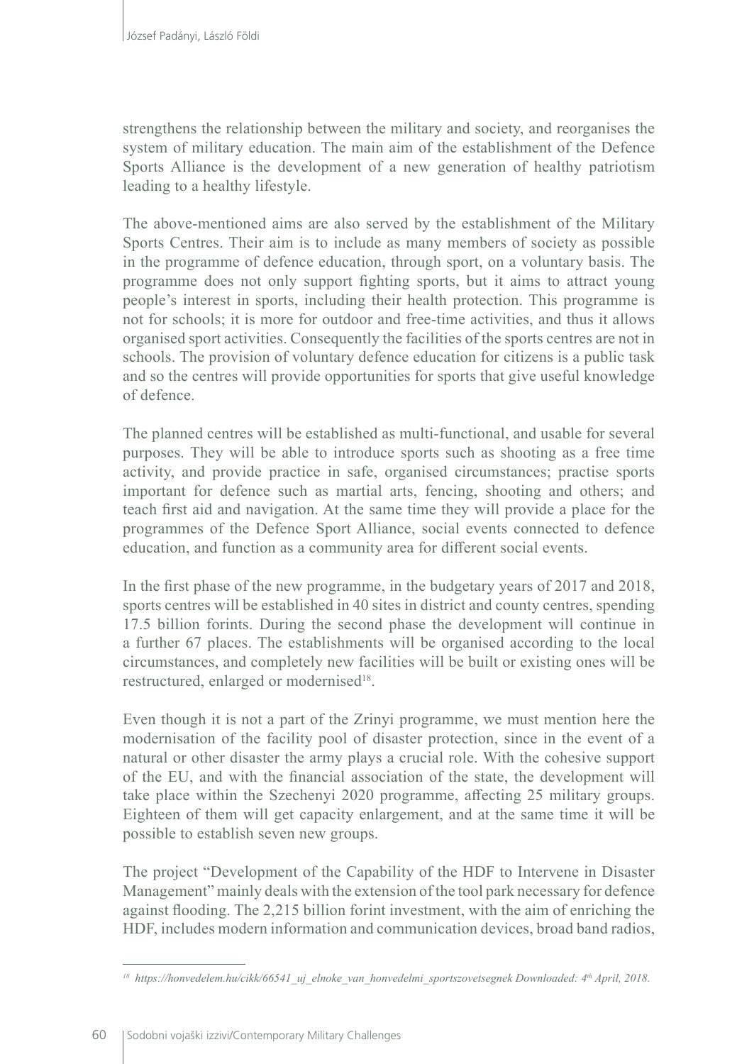strengthens the relationship between the military and society, and reorganises the system of military education. The main aim of the establishment of the Defence Sports Alliance is the development of a new generation of healthy patriotism leading to a healthy lifestyle.

The above-mentioned aims are also served by the establishment of the Military Sports Centres. Their aim is to include as many members of society as possible in the programme of defence education, through sport, on a voluntary basis. The programme does not only support fighting sports, but it aims to attract young people's interest in sports, including their health protection. This programme is not for schools; it is more for outdoor and free-time activities, and thus it allows organised sport activities. Consequently the facilities of the sports centres are not in schools. The provision of voluntary defence education for citizens is a public task and so the centres will provide opportunities for sports that give useful knowledge of defence.

The planned centres will be established as multi-functional, and usable for several purposes. They will be able to introduce sports such as shooting as a free time activity, and provide practice in safe, organised circumstances; practise sports important for defence such as martial arts, fencing, shooting and others; and teach first aid and navigation. At the same time they will provide a place for the programmes of the Defence Sport Alliance, social events connected to defence education, and function as a community area for different social events.

In the first phase of the new programme, in the budgetary years of 2017 and 2018, sports centres will be established in 40 sites in district and county centres, spending 17.5 billion forints. During the second phase the development will continue in a further 67 places. The establishments will be organised according to the local circumstances, and completely new facilities will be built or existing ones will be restructured, enlarged or modernised[18].

Even though it is not a part of the Zrinyi programme, we must mention here the modernisation of the facility pool of disaster protection, since in the event of a natural or other disaster the army plays a crucial role. With the cohesive support of the EU, and with the financial association of the state, the development will take place within the Szechenyi 2020 programme, affecting 25 military groups. Eighteen of them will get capacity enlargement, and at the same time it will be possible to establish seven new groups.

The project "Development of the Capability of the HDF to Intervene in Disaster Management" mainly deals with the extension of the tool park necessary for defence against flooding. The 2,215 billion forint investment, with the aim of enriching the HDF, includes modern information and communication devices, broad band radios,

---

[18] *https://honvedelem.hu/cikk/66541_uj_elnoke_van_honvedelmi_sportszovetsegnek Downloaded: 4th April, 2018.*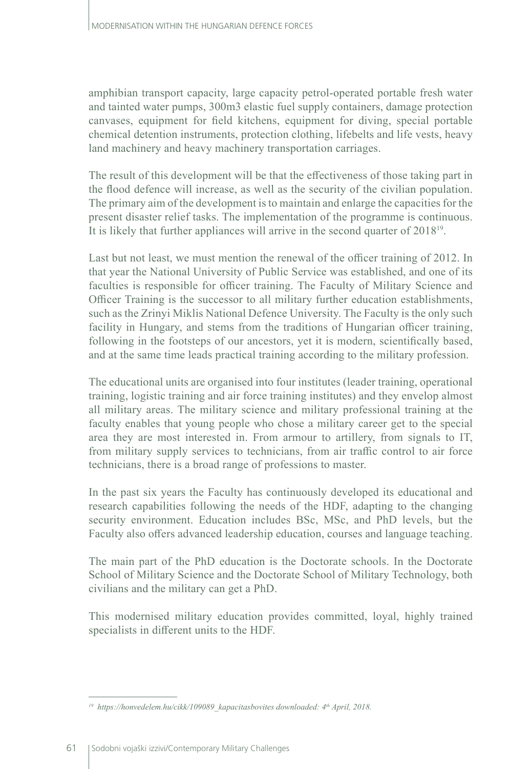amphibian transport capacity, large capacity petrol-operated portable fresh water and tainted water pumps, 300m3 elastic fuel supply containers, damage protection canvases, equipment for field kitchens, equipment for diving, special portable chemical detention instruments, protection clothing, lifebelts and life vests, heavy land machinery and heavy machinery transportation carriages.

The result of this development will be that the effectiveness of those taking part in the flood defence will increase, as well as the security of the civilian population. The primary aim of the development is to maintain and enlarge the capacities for the present disaster relief tasks. The implementation of the programme is continuous. It is likely that further appliances will arrive in the second quarter of 2018[19].

Last but not least, we must mention the renewal of the officer training of 2012. In that year the National University of Public Service was established, and one of its faculties is responsible for officer training. The Faculty of Military Science and Officer Training is the successor to all military further education establishments, such as the Zrinyi Miklis National Defence University. The Faculty is the only such facility in Hungary, and stems from the traditions of Hungarian officer training, following in the footsteps of our ancestors, yet it is modern, scientifically based, and at the same time leads practical training according to the military profession.

The educational units are organised into four institutes (leader training, operational training, logistic training and air force training institutes) and they envelop almost all military areas. The military science and military professional training at the faculty enables that young people who chose a military career get to the special area they are most interested in. From armour to artillery, from signals to IT, from military supply services to technicians, from air traffic control to air force technicians, there is a broad range of professions to master.

In the past six years the Faculty has continuously developed its educational and research capabilities following the needs of the HDF, adapting to the changing security environment. Education includes BSc, MSc, and PhD levels, but the Faculty also offers advanced leadership education, courses and language teaching.

The main part of the PhD education is the Doctorate schools. In the Doctorate School of Military Science and the Doctorate School of Military Technology, both civilians and the military can get a PhD.

This modernised military education provides committed, loyal, highly trained specialists in different units to the HDF.

---

[19] *https://honvedelem.hu/cikk/109089_kapacitasbovites downloaded: 4th April, 2018.*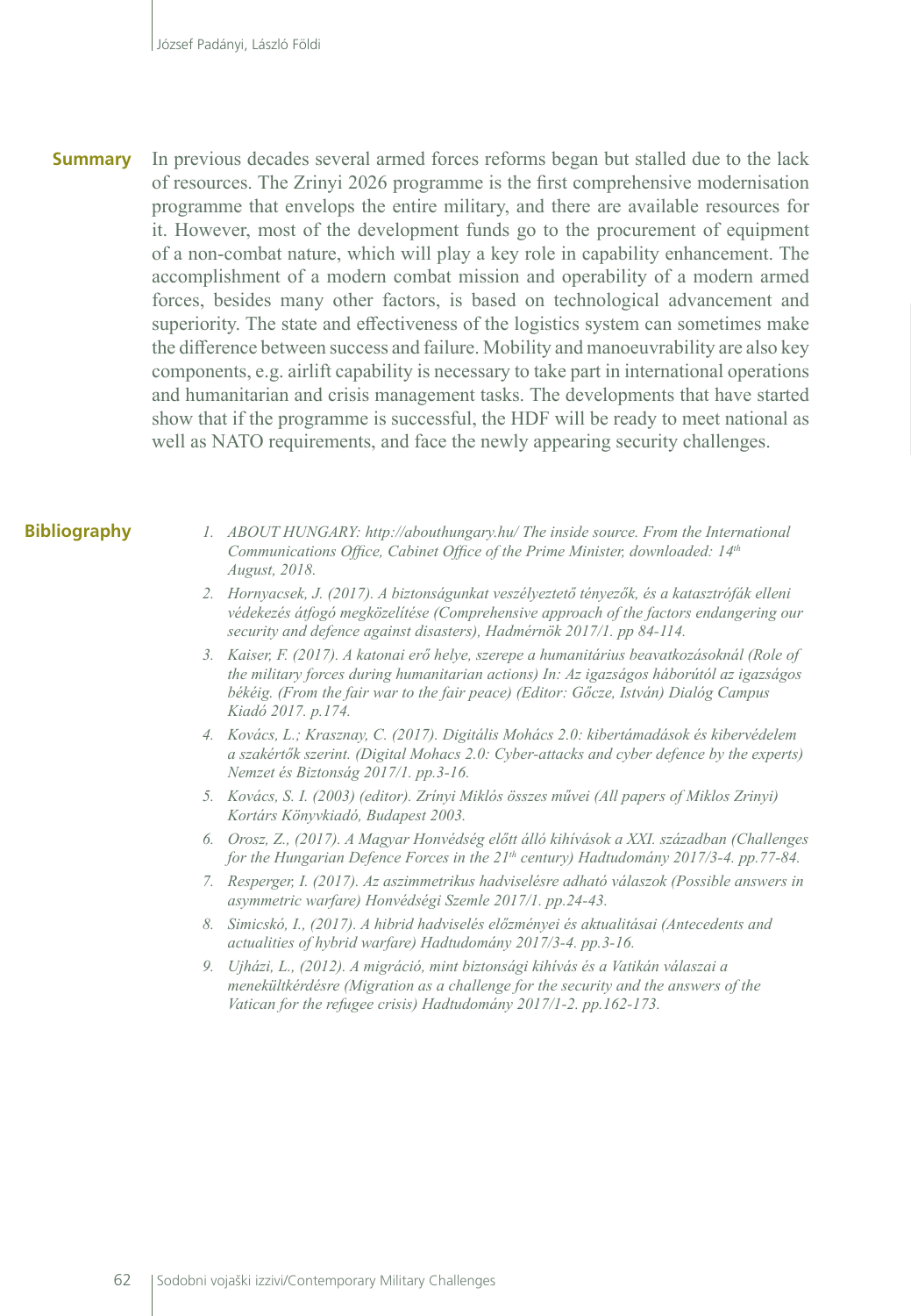## Summary

In previous decades several armed forces reforms began but stalled due to the lack of resources. The Zrinyi 2026 programme is the first comprehensive modernisation programme that envelops the entire military, and there are available resources for it. However, most of the development funds go to the procurement of equipment of a non-combat nature, which will play a key role in capability enhancement. The accomplishment of a modern combat mission and operability of a modern armed forces, besides many other factors, is based on technological advancement and superiority. The state and effectiveness of the logistics system can sometimes make the difference between success and failure. Mobility and manoeuvrability are also key components, e.g. airlift capability is necessary to take part in international operations and humanitarian and crisis management tasks. The developments that have started show that if the programme is successful, the HDF will be ready to meet national as well as NATO requirements, and face the newly appearing security challenges.

## Bibliography

1. *ABOUT HUNGARY: http://abouthungary.hu/ The inside source. From the International Communications Office, Cabinet Office of the Prime Minister, downloaded: 14th August, 2018.*
2. *Hornyacsek, J. (2017). A biztonságunkat veszélyeztető tényezők, és a katasztrófák elleni védekezés átfogó megközelítése (Comprehensive approach of the factors endangering our security and defence against disasters), Hadmérnök 2017/1. pp 84-114.*
3. *Kaiser, F. (2017). A katonai erő helye, szerepe a humanitárius beavatkozásoknál (Role of the military forces during humanitarian actions) In: Az igazságos háborútól az igazságos békéig. (From the fair war to the fair peace) (Editor: Gőcze, István) Dialóg Campus Kiadó 2017. p.174.*
4. *Kovács, L.; Krasznay, C. (2017). Digitális Mohács 2.0: kibertámadások és kibervédelem a szakértők szerint. (Digital Mohacs 2.0: Cyber-attacks and cyber defence by the experts) Nemzet és Biztonság 2017/1. pp.3-16.*
5. *Kovács, S. I. (2003) (editor). Zrínyi Miklós összes művei (All papers of Miklos Zrinyi) Kortárs Könyvkiadó, Budapest 2003.*
6. *Orosz, Z., (2017). A Magyar Honvédség előtt álló kihívások a XXI. században (Challenges for the Hungarian Defence Forces in the 21st century) Hadtudomány 2017/3-4. pp.77-84.*
7. *Resperger, I. (2017). Az aszimmetrikus hadviselésre adható válaszok (Possible answers in asymmetric warfare) Honvédségi Szemle 2017/1. pp.24-43.*
8. *Simicskó, I., (2017). A hibrid hadviselés előzményei és aktualitásai (Antecedents and actualities of hybrid warfare) Hadtudomány 2017/3-4. pp.3-16.*
9. *Ujházi, L., (2012). A migráció, mint biztonsági kihívás és a Vatikán válaszai a menekültkérdésre (Migration as a challenge for the security and the answers of the Vatican for the refugee crisis) Hadtudomány 2017/1-2. pp.162-173.*